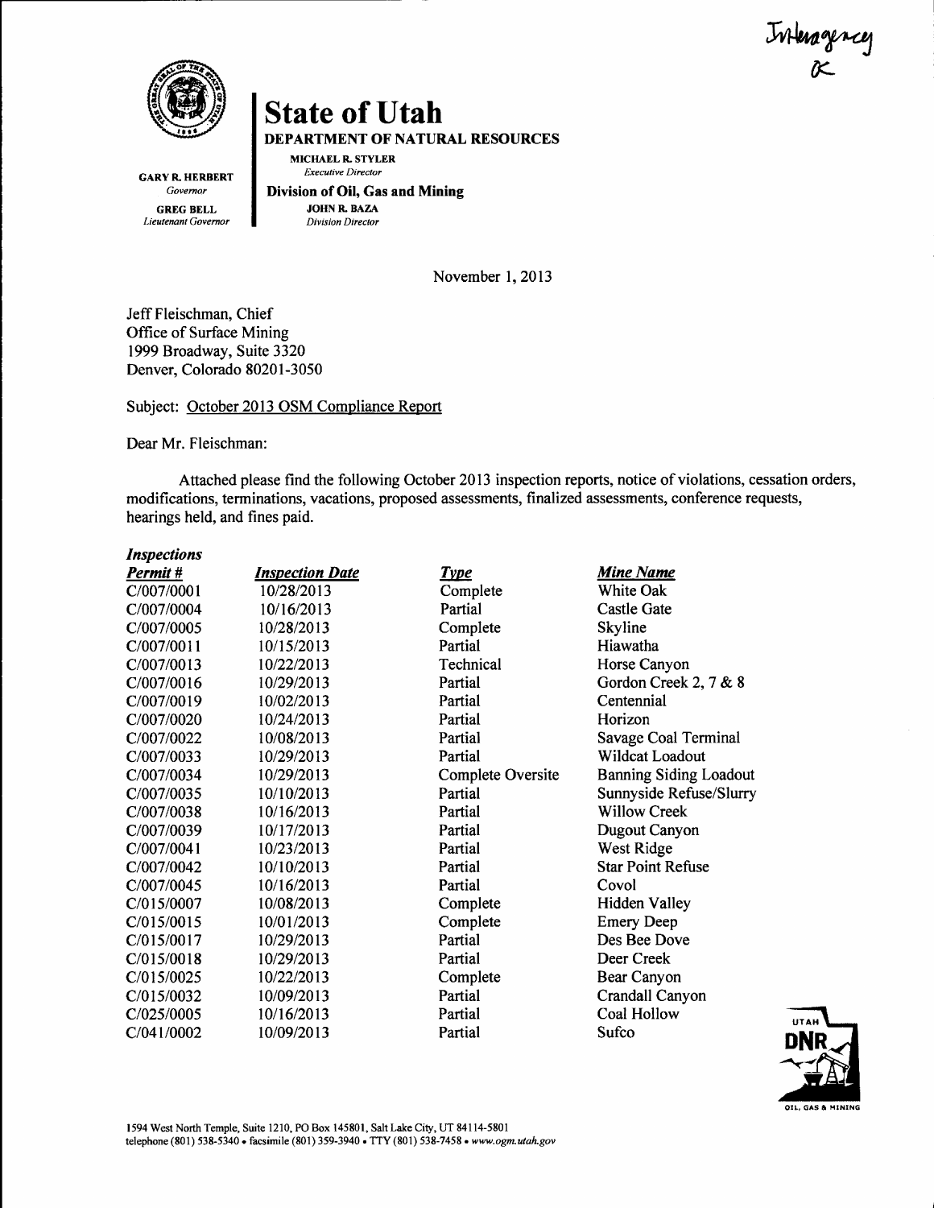Interagency
ok

# State of Utah

DEPARTMENT OF NATURAL RESOURCES

MICHAEL R. STYLER
*Executive Director*

**Division of Oil, Gas and Mining**
JOHN R. BAZA
*Division Director*

GARY R. HERBERT
*Governor*

GREG BELL
*Lieutenant Governor*

November 1, 2013

Jeff Fleischman, Chief
Office of Surface Mining
1999 Broadway, Suite 3320
Denver, Colorado 80201-3050

Subject: October 2013 OSM Compliance Report

Dear Mr. Fleischman:

Attached please find the following October 2013 inspection reports, notice of violations, cessation orders, modifications, terminations, vacations, proposed assessments, finalized assessments, conference requests, hearings held, and fines paid.

***Inspections***

| ***Permit #*** | ***Inspection Date*** | ***Type*** | ***Mine Name*** |
|---|---|---|---|
| C/007/0001 | 10/28/2013 | Complete | White Oak |
| C/007/0004 | 10/16/2013 | Partial | Castle Gate |
| C/007/0005 | 10/28/2013 | Complete | Skyline |
| C/007/0011 | 10/15/2013 | Partial | Hiawatha |
| C/007/0013 | 10/22/2013 | Technical | Horse Canyon |
| C/007/0016 | 10/29/2013 | Partial | Gordon Creek 2, 7 & 8 |
| C/007/0019 | 10/02/2013 | Partial | Centennial |
| C/007/0020 | 10/24/2013 | Partial | Horizon |
| C/007/0022 | 10/08/2013 | Partial | Savage Coal Terminal |
| C/007/0033 | 10/29/2013 | Partial | Wildcat Loadout |
| C/007/0034 | 10/29/2013 | Complete Oversite | Banning Siding Loadout |
| C/007/0035 | 10/10/2013 | Partial | Sunnyside Refuse/Slurry |
| C/007/0038 | 10/16/2013 | Partial | Willow Creek |
| C/007/0039 | 10/17/2013 | Partial | Dugout Canyon |
| C/007/0041 | 10/23/2013 | Partial | West Ridge |
| C/007/0042 | 10/10/2013 | Partial | Star Point Refuse |
| C/007/0045 | 10/16/2013 | Partial | Covol |
| C/015/0007 | 10/08/2013 | Complete | Hidden Valley |
| C/015/0015 | 10/01/2013 | Complete | Emery Deep |
| C/015/0017 | 10/29/2013 | Partial | Des Bee Dove |
| C/015/0018 | 10/29/2013 | Partial | Deer Creek |
| C/015/0025 | 10/22/2013 | Complete | Bear Canyon |
| C/015/0032 | 10/09/2013 | Partial | Crandall Canyon |
| C/025/0005 | 10/16/2013 | Partial | Coal Hollow |
| C/041/0002 | 10/09/2013 | Partial | Sufco |

1594 West North Temple, Suite 1210, PO Box 145801, Salt Lake City, UT 84114-5801
telephone (801) 538-5340 • facsimile (801) 359-3940 • TTY (801) 538-7458 • *www.ogm.utah.gov*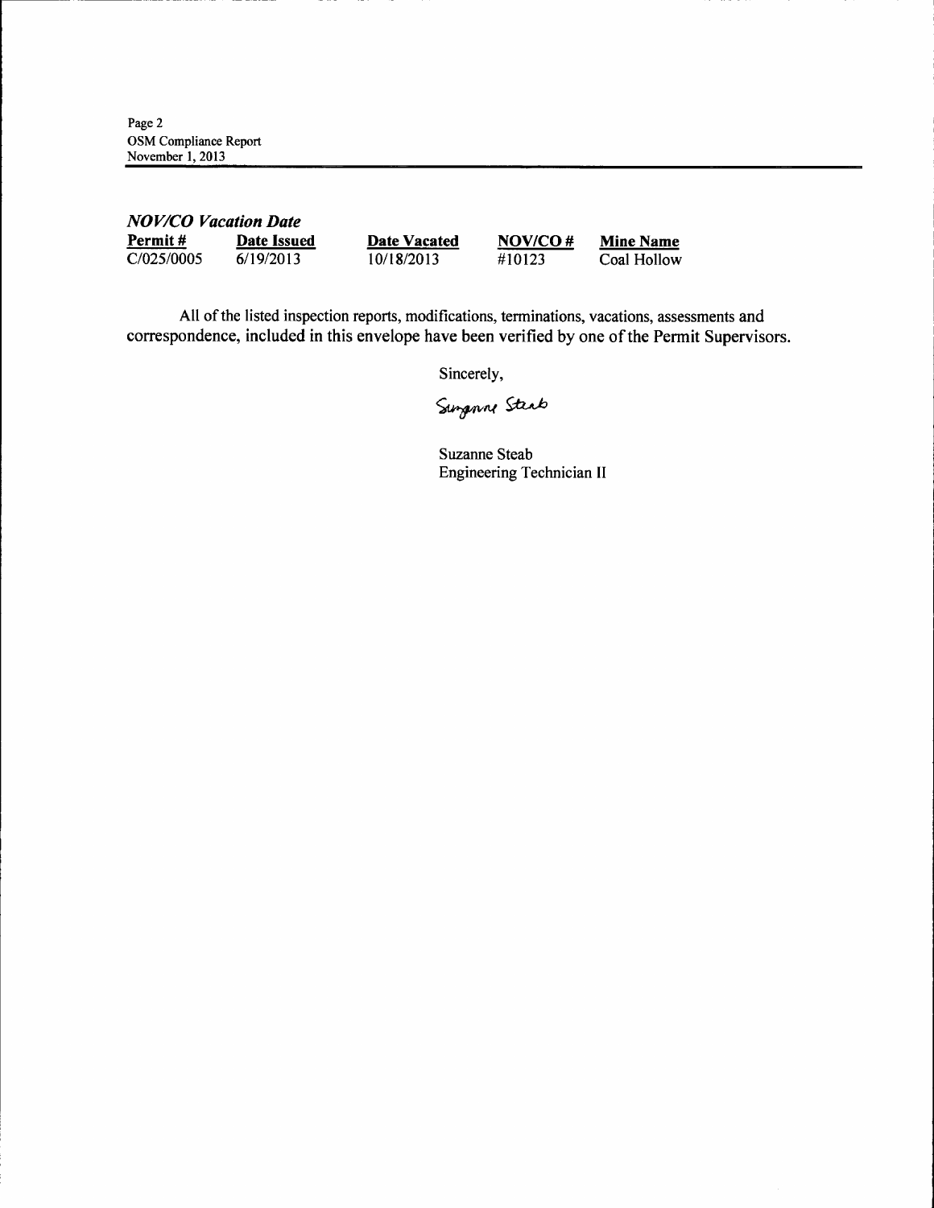***NOV/CO Vacation Date***

| Permit # | Date Issued | Date Vacated | NOV/CO # | Mine Name |
| --- | --- | --- | --- | --- |
| C/025/0005 | 6/19/2013 | 10/18/2013 | #10123 | Coal Hollow |

All of the listed inspection reports, modifications, terminations, vacations, assessments and correspondence, included in this envelope have been verified by one of the Permit Supervisors.

Sincerely,

Suzanne Steab

Suzanne Steab
Engineering Technician II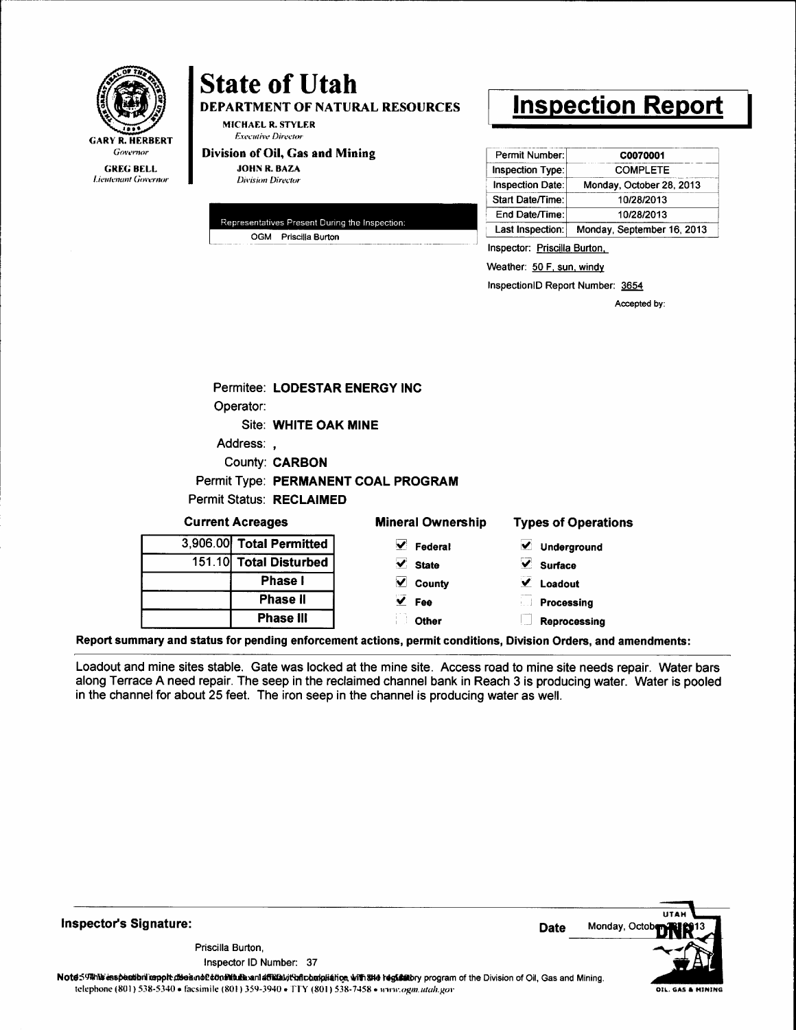GARY R. HERBERT
*Governor*

GREG BELL
*Lieutenant Governor*

# State of Utah

## DEPARTMENT OF NATURAL RESOURCES

MICHAEL R. STYLER
*Executive Director*

**Division of Oil, Gas and Mining**

JOHN R. BAZA
*Division Director*

# Inspection Report

| Permit Number: | C0070001 |
| --- | --- |
| Inspection Type: | COMPLETE |
| Inspection Date: | Monday, October 28, 2013 |
| Start Date/Time: | 10/28/2013 |
| End Date/Time: | 10/28/2013 |
| Last Inspection: | Monday, September 16, 2013 |

| Representatives Present During the Inspection: |
| --- |
| OGM Priscilla Burton |

Inspector: Priscilla Burton,

Weather: 50 F, sun, windy

InspectionID Report Number: 3654

Accepted by:

Permitee: **LODESTAR ENERGY INC**
Operator:
Site: **WHITE OAK MINE**
Address: **,**
County: **CARBON**
Permit Type: **PERMANENT COAL PROGRAM**
Permit Status: **RECLAIMED**

**Current Acreages**

| | |
| --- | --- |
| 3,906.00 | **Total Permitted** |
| 151.10 | **Total Disturbed** |
| | **Phase I** |
| | **Phase II** |
| | **Phase III** |

**Mineral Ownership**

- [x] Federal
- [x] State
- [x] County
- [x] Fee
- [ ] Other

**Types of Operations**

- [x] Underground
- [x] Surface
- [x] Loadout
- [ ] Processing
- [ ] Reprocessing

**Report summary and status for pending enforcement actions, permit conditions, Division Orders, and amendments:**

Loadout and mine sites stable. Gate was locked at the mine site. Access road to mine site needs repair. Water bars along Terrace A need repair. The seep in the reclaimed channel bank in Reach 3 is producing water. Water is pooled in the channel for about 25 feet. The iron seep in the channel is producing water as well.

**Inspector's Signature:**

Priscilla Burton,
Inspector ID Number: 37

**Date** Monday, October 28, 2013

Note: This inspection report does not constitute an affidavit of compliance with the regulatory program of the Division of Oil, Gas and Mining.
telephone (801) 538-5340 • facsimile (801) 359-3940 • TTY (801) 538-7458 • www.ogm.utah.gov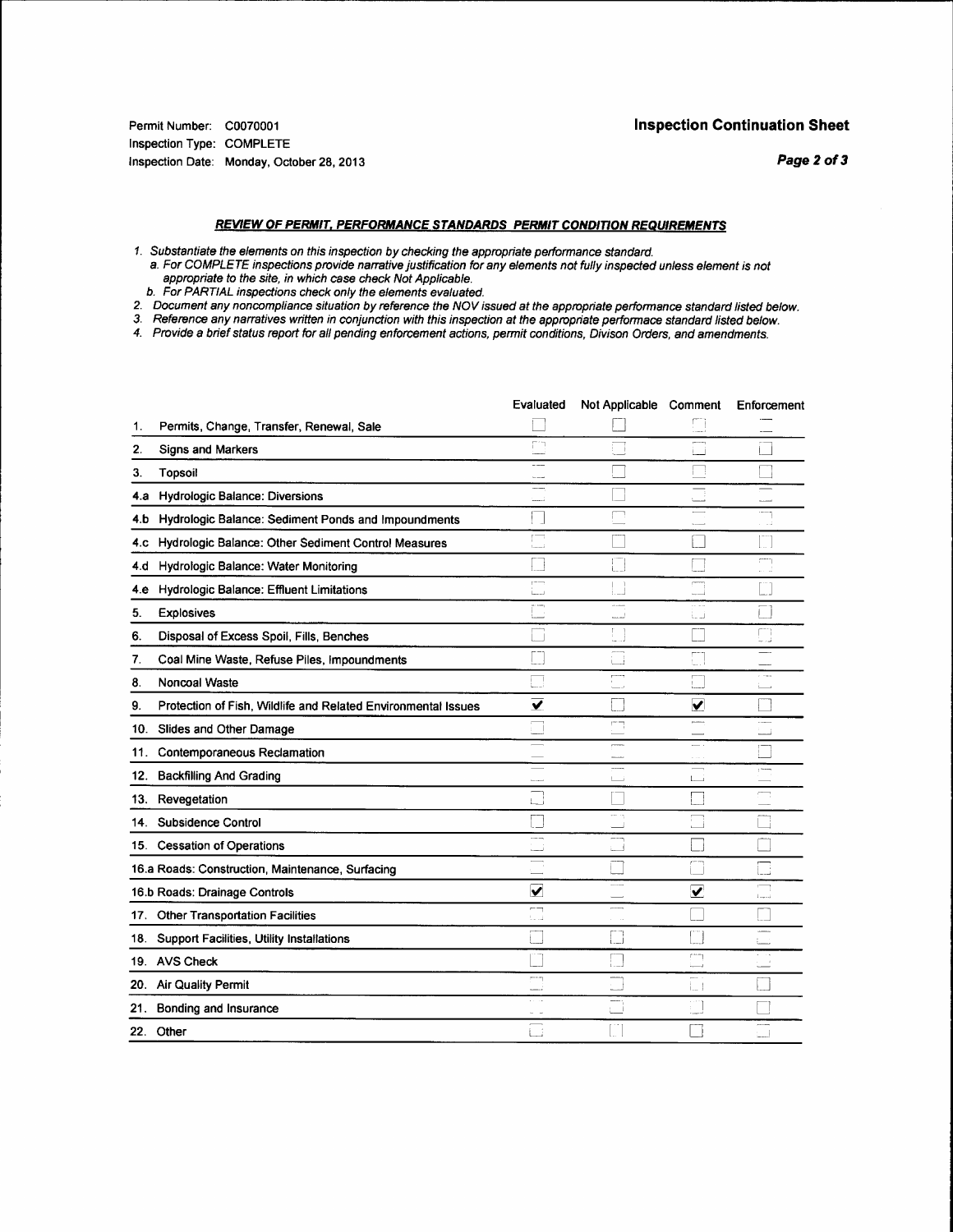Permit Number: C0070001
Inspection Type: COMPLETE
Inspection Date: Monday, October 28, 2013

## Inspection Continuation Sheet

### REVIEW OF PERMIT, PERFORMANCE STANDARDS PERMIT CONDITION REQUIREMENTS

*1. Substantiate the elements on this inspection by checking the appropriate performance standard.*
*a. For COMPLETE inspections provide narrative justification for any elements not fully inspected unless element is not appropriate to the site, in which case check Not Applicable.*
*b. For PARTIAL inspections check only the elements evaluated.*
*2. Document any noncompliance situation by reference the NOV issued at the appropriate performance standard listed below.*
*3. Reference any narratives written in conjunction with this inspection at the appropriate performace standard listed below.*
*4. Provide a brief status report for all pending enforcement actions, permit conditions, Divison Orders, and amendments.*

| | | Evaluated | Not Applicable | Comment | Enforcement |
|---|---|---|---|---|---|
| 1. | Permits, Change, Transfer, Renewal, Sale | ☐ | ☐ | ☐ | ☐ |
| 2. | Signs and Markers | ☐ | ☐ | ☐ | ☐ |
| 3. | Topsoil | ☐ | ☐ | ☐ | ☐ |
| 4.a | Hydrologic Balance: Diversions | ☐ | ☐ | ☐ | ☐ |
| 4.b | Hydrologic Balance: Sediment Ponds and Impoundments | ☐ | ☐ | ☐ | ☐ |
| 4.c | Hydrologic Balance: Other Sediment Control Measures | ☐ | ☐ | ☐ | ☐ |
| 4.d | Hydrologic Balance: Water Monitoring | ☐ | ☐ | ☐ | ☐ |
| 4.e | Hydrologic Balance: Effluent Limitations | ☐ | ☐ | ☐ | ☐ |
| 5. | Explosives | ☐ | ☐ | ☐ | ☐ |
| 6. | Disposal of Excess Spoil, Fills, Benches | ☐ | ☐ | ☐ | ☐ |
| 7. | Coal Mine Waste, Refuse Piles, Impoundments | ☐ | ☐ | ☐ | ☐ |
| 8. | Noncoal Waste | ☐ | ☐ | ☐ | ☐ |
| 9. | Protection of Fish, Wildlife and Related Environmental Issues | ☑ | ☐ | ☑ | ☐ |
| 10. | Slides and Other Damage | ☐ | ☐ | ☐ | ☐ |
| 11. | Contemporaneous Reclamation | ☐ | ☐ | ☐ | ☐ |
| 12. | Backfilling And Grading | ☐ | ☐ | ☐ | ☐ |
| 13. | Revegetation | ☐ | ☐ | ☐ | ☐ |
| 14. | Subsidence Control | ☐ | ☐ | ☐ | ☐ |
| 15. | Cessation of Operations | ☐ | ☐ | ☐ | ☐ |
| 16.a | Roads: Construction, Maintenance, Surfacing | ☐ | ☐ | ☐ | ☐ |
| 16.b | Roads: Drainage Controls | ☑ | ☐ | ☑ | ☐ |
| 17. | Other Transportation Facilities | ☐ | ☐ | ☐ | ☐ |
| 18. | Support Facilities, Utility Installations | ☐ | ☐ | ☐ | ☐ |
| 19. | AVS Check | ☐ | ☐ | ☐ | ☐ |
| 20. | Air Quality Permit | ☐ | ☐ | ☐ | ☐ |
| 21. | Bonding and Insurance | ☐ | ☐ | ☐ | ☐ |
| 22. | Other | ☐ | ☐ | ☐ | ☐ |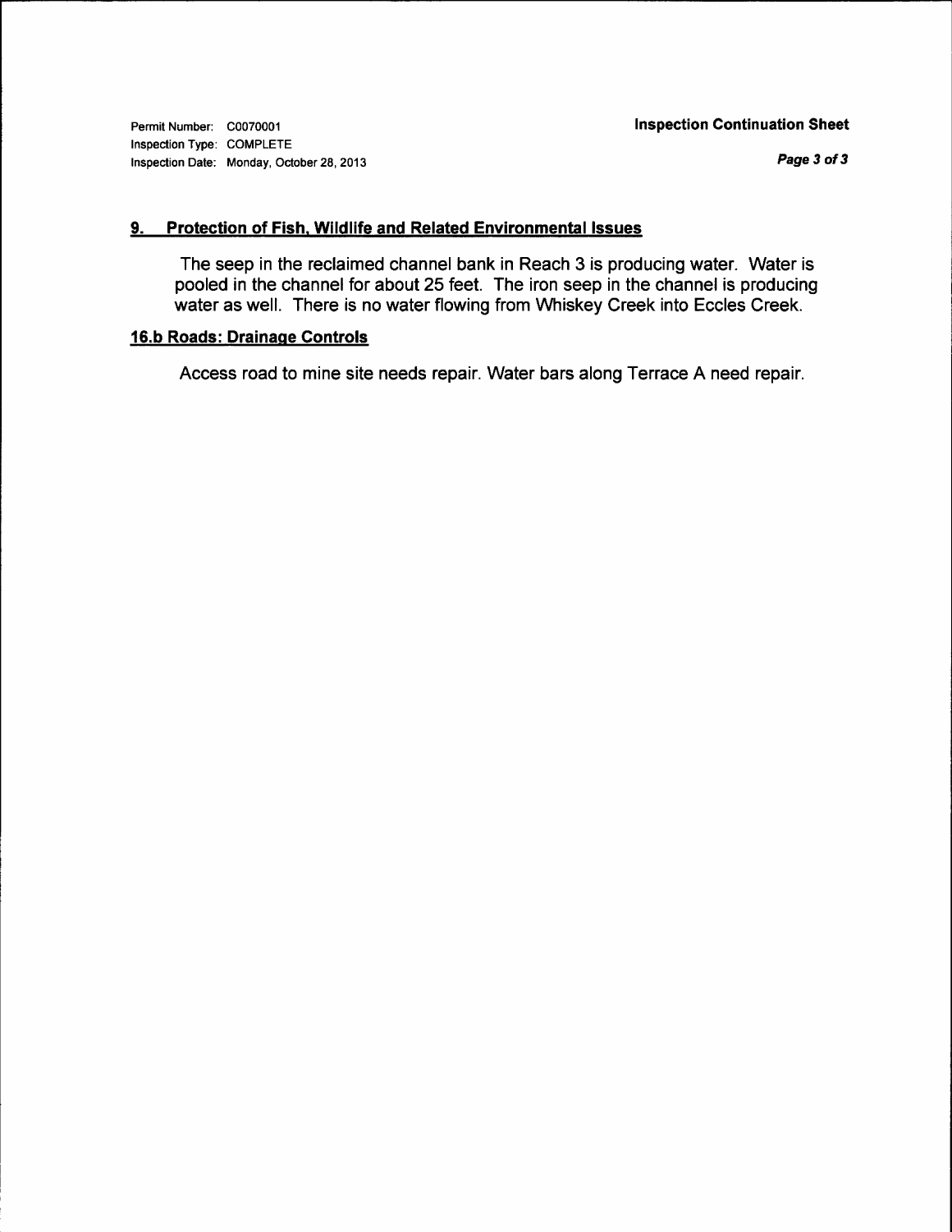Permit Number: C0070001
Inspection Type: COMPLETE
Inspection Date: Monday, October 28, 2013

**Inspection Continuation Sheet**

## 9. Protection of Fish, Wildlife and Related Environmental Issues

The seep in the reclaimed channel bank in Reach 3 is producing water. Water is pooled in the channel for about 25 feet. The iron seep in the channel is producing water as well. There is no water flowing from Whiskey Creek into Eccles Creek.

## 16.b Roads: Drainage Controls

Access road to mine site needs repair. Water bars along Terrace A need repair.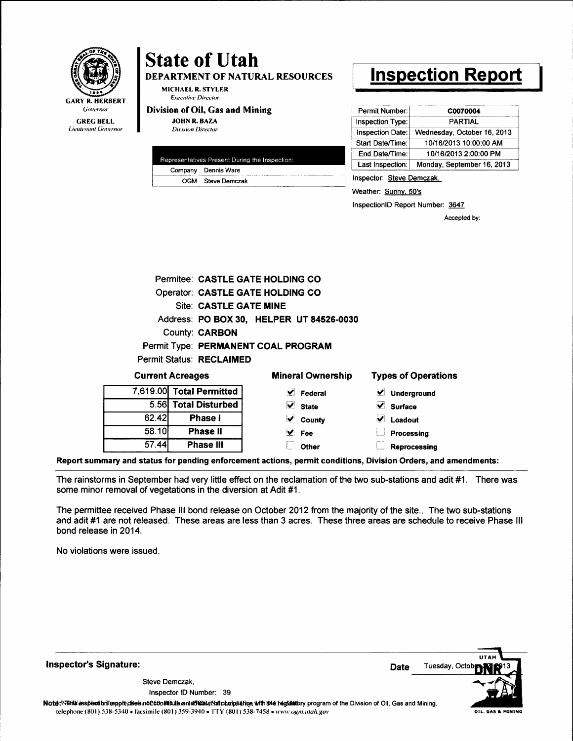GARY R. HERBERT
*Governor*

GREG BELL
*Lieutenant Governor*

# State of Utah

## DEPARTMENT OF NATURAL RESOURCES

MICHAEL R. STYLER
*Executive Director*

### Division of Oil, Gas and Mining

JOHN R. BAZA
*Division Director*

# Inspection Report

| Permit Number: | C0070004 |
|---|---|
| Inspection Type: | PARTIAL |
| Inspection Date: | Wednesday, October 16, 2013 |
| Start Date/Time: | 10/16/2013 10:00:00 AM |
| End Date/Time: | 10/16/2013 2:00:00 PM |
| Last Inspection: | Monday, September 16, 2013 |

| Representatives Present During the Inspection: | |
|---|---|
| Company | Dennis Ware |
| OGM | Steve Demczak |

Inspector: Steve Demczak,

Weather: Sunny, 50's

InspectionID Report Number: 3647

Accepted by:

Permitee: **CASTLE GATE HOLDING CO**
Operator: **CASTLE GATE HOLDING CO**
Site: **CASTLE GATE MINE**
Address: **PO BOX 30, HELPER UT 84526-0030**
County: **CARBON**
Permit Type: **PERMANENT COAL PROGRAM**
Permit Status: **RECLAIMED**

**Current Acreages**

| | |
|---|---|
| 7,619.00 | Total Permitted |
| 5.56 | Total Disturbed |
| 62.42 | Phase I |
| 58.10 | Phase II |
| 57.44 | Phase III |

**Mineral Ownership**

- [x] Federal
- [x] State
- [x] County
- [x] Fee
- [ ] Other

**Types of Operations**

- [x] Underground
- [x] Surface
- [x] Loadout
- [ ] Processing
- [ ] Reprocessing

**Report summary and status for pending enforcement actions, permit conditions, Division Orders, and amendments:**

The rainstorms in September had very little effect on the reclamation of the two sub-stations and adit #1. There was some minor removal of vegetations in the diversion at Adit #1.

The permittee received Phase III bond release on October 2012 from the majority of the site.. The two sub-stations and adit #1 are not released. These areas are less than 3 acres. These three areas are schedule to receive Phase III bond release in 2014.

No violations were issued.

**Inspector's Signature:**

Steve Demczak,
Inspector ID Number: 39

**Date** Tuesday, October 2013

Note: This inspection report does not constitute an affidavit of compliance with the regulatory program of the Division of Oil, Gas and Mining.

telephone (801) 538-5340 • facsimile (801) 359-3940 • TTY (801) 538-7458 • www.ogm.utah.gov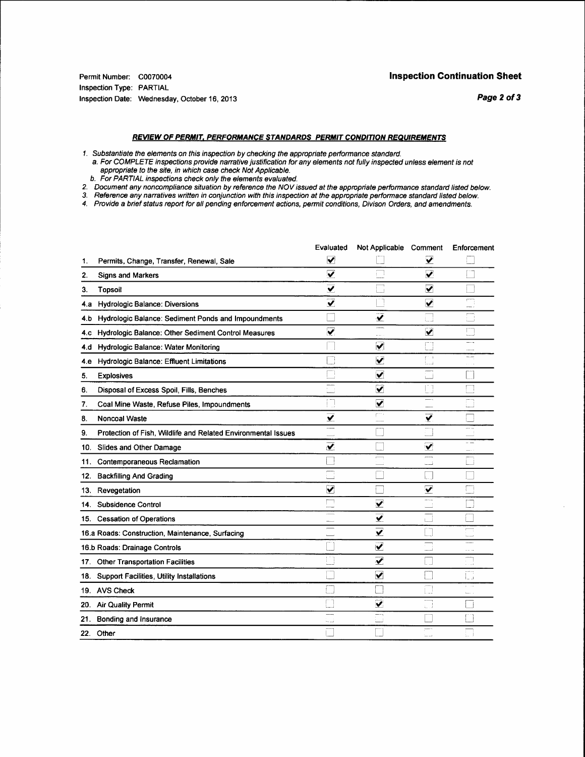Permit Number: C0070004
Inspection Type: PARTIAL
Inspection Date: Wednesday, October 16, 2013

## Inspection Continuation Sheet

### *REVIEW OF PERMIT, PERFORMANCE STANDARDS PERMIT CONDITION REQUIREMENTS*

*1. Substantiate the elements on this inspection by checking the appropriate performance standard.*
*a. For COMPLETE inspections provide narrative justification for any elements not fully inspected unless element is not appropriate to the site, in which case check Not Applicable.*
*b. For PARTIAL inspections check only the elements evaluated.*
*2. Document any noncompliance situation by reference the NOV issued at the appropriate performance standard listed below.*
*3. Reference any narratives written in conjunction with this inspection at the appropriate performace standard listed below.*
*4. Provide a brief status report for all pending enforcement actions, permit conditions, Divison Orders, and amendments.*

| | Evaluated | Not Applicable | Comment | Enforcement |
|---|---|---|---|---|
| 1. Permits, Change, Transfer, Renewal, Sale | ☑ | ☐ | ☑ | ☐ |
| 2. Signs and Markers | ☑ | ☐ | ☑ | ☐ |
| 3. Topsoil | ☑ | ☐ | ☑ | ☐ |
| 4.a Hydrologic Balance: Diversions | ☑ | ☐ | ☑ | ☐ |
| 4.b Hydrologic Balance: Sediment Ponds and Impoundments | ☐ | ☑ | ☐ | ☐ |
| 4.c Hydrologic Balance: Other Sediment Control Measures | ☑ | ☐ | ☑ | ☐ |
| 4.d Hydrologic Balance: Water Monitoring | ☐ | ☑ | ☐ | ☐ |
| 4.e Hydrologic Balance: Effluent Limitations | ☐ | ☑ | ☐ | ☐ |
| 5. Explosives | ☐ | ☑ | ☐ | ☐ |
| 6. Disposal of Excess Spoil, Fills, Benches | ☐ | ☑ | ☐ | ☐ |
| 7. Coal Mine Waste, Refuse Piles, Impoundments | ☐ | ☑ | ☐ | ☐ |
| 8. Noncoal Waste | ☑ | ☐ | ☑ | ☐ |
| 9. Protection of Fish, Wildlife and Related Environmental Issues | ☐ | ☐ | ☐ | ☐ |
| 10. Slides and Other Damage | ☑ | ☐ | ☑ | ☐ |
| 11. Contemporaneous Reclamation | ☐ | ☐ | ☐ | ☐ |
| 12. Backfilling And Grading | ☐ | ☐ | ☐ | ☐ |
| 13. Revegetation | ☑ | ☐ | ☑ | ☐ |
| 14. Subsidence Control | ☐ | ☑ | ☐ | ☐ |
| 15. Cessation of Operations | ☐ | ☑ | ☐ | ☐ |
| 16.a Roads: Construction, Maintenance, Surfacing | ☐ | ☑ | ☐ | ☐ |
| 16.b Roads: Drainage Controls | ☐ | ☑ | ☐ | ☐ |
| 17. Other Transportation Facilities | ☐ | ☑ | ☐ | ☐ |
| 18. Support Facilities, Utility Installations | ☐ | ☑ | ☐ | ☐ |
| 19. AVS Check | ☐ | ☐ | ☐ | ☐ |
| 20. Air Quality Permit | ☐ | ☑ | ☐ | ☐ |
| 21. Bonding and Insurance | ☐ | ☐ | ☐ | ☐ |
| 22. Other | ☐ | ☐ | ☐ | ☐ |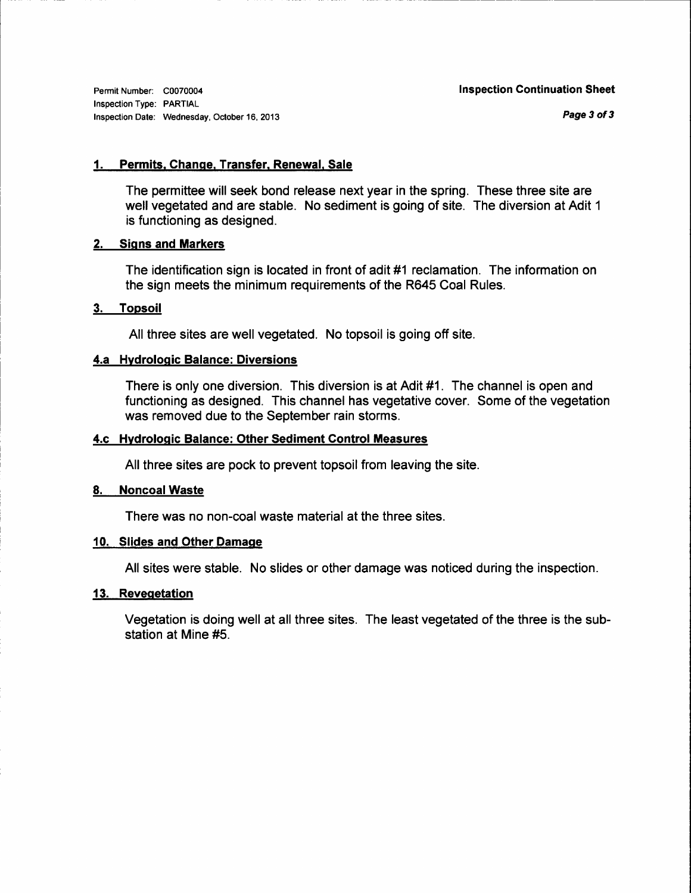Permit Number: C0070004
Inspection Type: PARTIAL
Inspection Date: Wednesday, October 16, 2013

**Inspection Continuation Sheet**

## 1. Permits, Change, Transfer, Renewal, Sale

The permittee will seek bond release next year in the spring. These three site are well vegetated and are stable. No sediment is going of site. The diversion at Adit 1 is functioning as designed.

## 2. Signs and Markers

The identification sign is located in front of adit #1 reclamation. The information on the sign meets the minimum requirements of the R645 Coal Rules.

## 3. Topsoil

All three sites are well vegetated. No topsoil is going off site.

## 4.a Hydrologic Balance: Diversions

There is only one diversion. This diversion is at Adit #1. The channel is open and functioning as designed. This channel has vegetative cover. Some of the vegetation was removed due to the September rain storms.

## 4.c Hydrologic Balance: Other Sediment Control Measures

All three sites are pock to prevent topsoil from leaving the site.

## 8. Noncoal Waste

There was no non-coal waste material at the three sites.

## 10. Slides and Other Damage

All sites were stable. No slides or other damage was noticed during the inspection.

## 13. Revegetation

Vegetation is doing well at all three sites. The least vegetated of the three is the sub-station at Mine #5.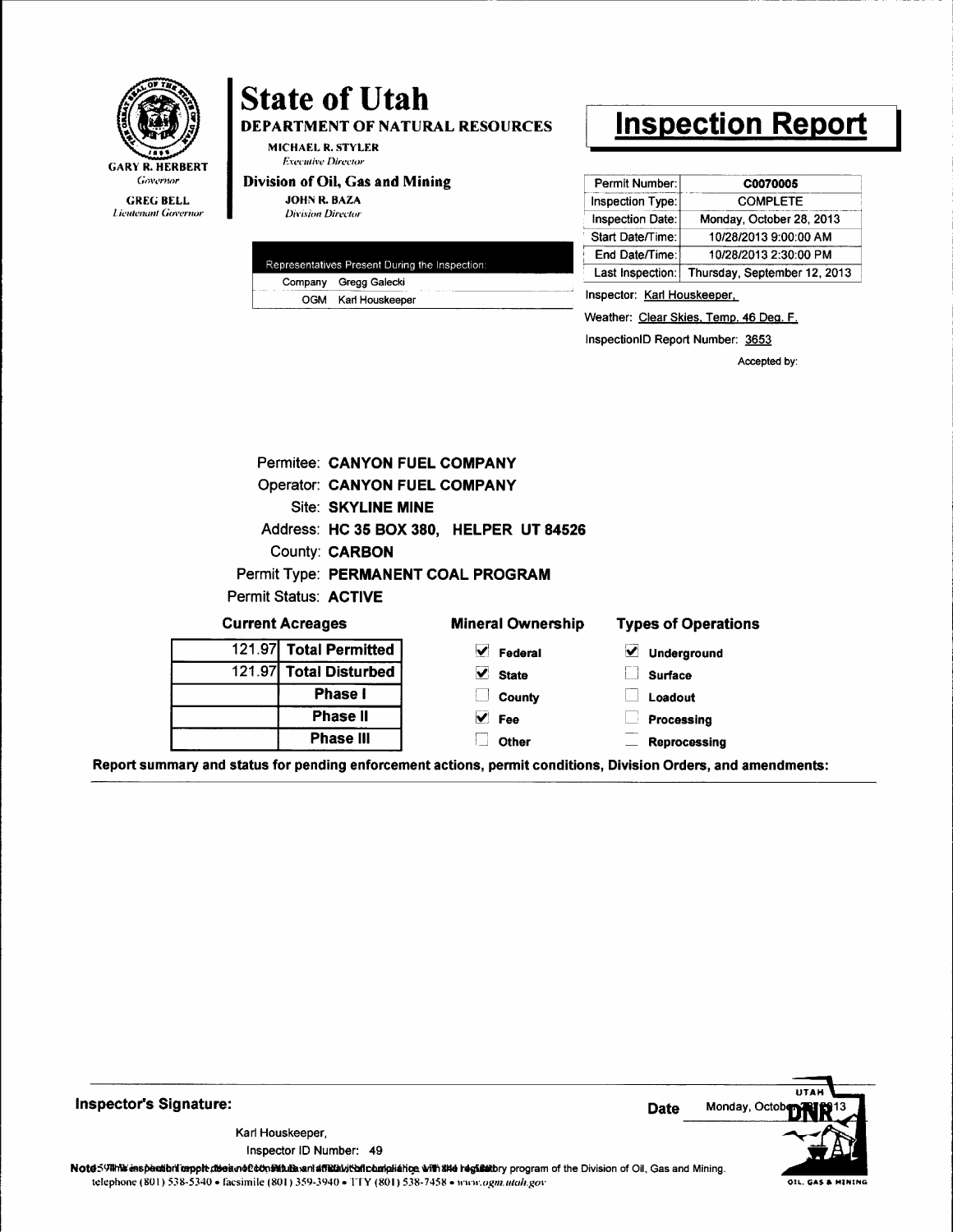GARY R. HERBERT
*Governor*

GREG BELL
*Lieutenant Governor*

# State of Utah

## DEPARTMENT OF NATURAL RESOURCES

MICHAEL R. STYLER
*Executive Director*

## Division of Oil, Gas and Mining

JOHN R. BAZA
*Division Director*

# Inspection Report

| Representatives Present During the Inspection: | |
|---|---|
| Company | Gregg Galecki |
| OGM | Karl Houskeeper |

| | |
|---|---|
| Permit Number: | C0070005 |
| Inspection Type: | COMPLETE |
| Inspection Date: | Monday, October 28, 2013 |
| Start Date/Time: | 10/28/2013 9:00:00 AM |
| End Date/Time: | 10/28/2013 2:30:00 PM |
| Last Inspection: | Thursday, September 12, 2013 |

Inspector: Karl Houskeeper,

Weather: Clear Skies, Temp. 46 Deg. F.

InspectionID Report Number: 3653

Accepted by:

Permitee: **CANYON FUEL COMPANY**
Operator: **CANYON FUEL COMPANY**
Site: **SKYLINE MINE**
Address: **HC 35 BOX 380, HELPER UT 84526**
County: **CARBON**
Permit Type: **PERMANENT COAL PROGRAM**
Permit Status: **ACTIVE**

**Current Acreages**

| Acres | Type |
|---|---|
| 121.97 | **Total Permitted** |
| 121.97 | **Total Disturbed** |
| | **Phase I** |
| | **Phase II** |
| | **Phase III** |

**Mineral Ownership**

- [x] Federal
- [x] State
- [ ] County
- [x] Fee
- [ ] Other

**Types of Operations**

- [x] Underground
- [ ] Surface
- [ ] Loadout
- [ ] Processing
- [ ] Reprocessing

**Report summary and status for pending enforcement actions, permit conditions, Division Orders, and amendments:**

**Inspector's Signature:**

Karl Houskeeper,
Inspector ID Number: 49

**Date** Monday, October 28, 2013

Note: This inspection report does not constitute an affidavit of compliance with the regulatory program of the Division of Oil, Gas and Mining.

telephone (801) 538-5340 • facsimile (801) 359-3940 • TTY (801) 538-7458 • www.ogm.utah.gov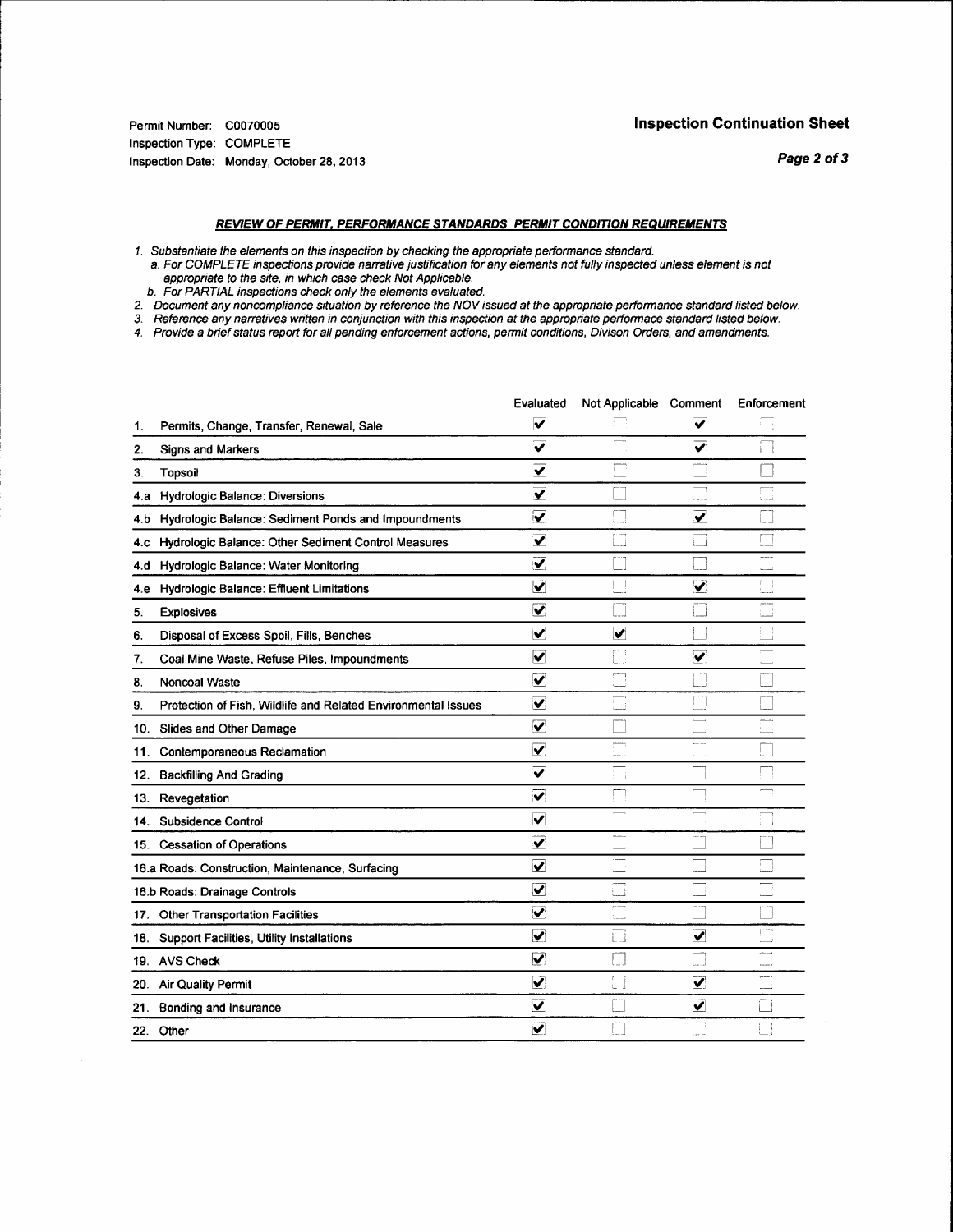Permit Number: C0070005
Inspection Type: COMPLETE
Inspection Date: Monday, October 28, 2013

## Inspection Continuation Sheet

### *REVIEW OF PERMIT, PERFORMANCE STANDARDS PERMIT CONDITION REQUIREMENTS*

*1. Substantiate the elements on this inspection by checking the appropriate performance standard.*
*a. For COMPLETE inspections provide narrative justification for any elements not fully inspected unless element is not appropriate to the site, in which case check Not Applicable.*
*b. For PARTIAL inspections check only the elements evaluated.*
*2. Document any noncompliance situation by reference the NOV issued at the appropriate performance standard listed below.*
*3. Reference any narratives written in conjunction with this inspection at the appropriate performace standard listed below.*
*4. Provide a brief status report for all pending enforcement actions, permit conditions, Divison Orders, and amendments.*

| | Evaluated | Not Applicable | Comment | Enforcement |
|---|---|---|---|---|
| 1. Permits, Change, Transfer, Renewal, Sale | ☑ | ☐ | ☑ | ☐ |
| 2. Signs and Markers | ☑ | ☐ | ☑ | ☐ |
| 3. Topsoil | ☑ | ☐ | ☐ | ☐ |
| 4.a Hydrologic Balance: Diversions | ☑ | ☐ | ☐ | ☐ |
| 4.b Hydrologic Balance: Sediment Ponds and Impoundments | ☑ | ☐ | ☑ | ☐ |
| 4.c Hydrologic Balance: Other Sediment Control Measures | ☑ | ☐ | ☐ | ☐ |
| 4.d Hydrologic Balance: Water Monitoring | ☑ | ☐ | ☐ | ☐ |
| 4.e Hydrologic Balance: Effluent Limitations | ☑ | ☐ | ☑ | ☐ |
| 5. Explosives | ☑ | ☐ | ☐ | ☐ |
| 6. Disposal of Excess Spoil, Fills, Benches | ☑ | ☑ | ☐ | ☐ |
| 7. Coal Mine Waste, Refuse Piles, Impoundments | ☑ | ☐ | ☑ | ☐ |
| 8. Noncoal Waste | ☑ | ☐ | ☐ | ☐ |
| 9. Protection of Fish, Wildlife and Related Environmental Issues | ☑ | ☐ | ☐ | ☐ |
| 10. Slides and Other Damage | ☑ | ☐ | ☐ | ☐ |
| 11. Contemporaneous Reclamation | ☑ | ☐ | ☐ | ☐ |
| 12. Backfilling And Grading | ☑ | ☐ | ☐ | ☐ |
| 13. Revegetation | ☑ | ☐ | ☐ | ☐ |
| 14. Subsidence Control | ☑ | ☐ | ☐ | ☐ |
| 15. Cessation of Operations | ☑ | ☐ | ☐ | ☐ |
| 16.a Roads: Construction, Maintenance, Surfacing | ☑ | ☐ | ☐ | ☐ |
| 16.b Roads: Drainage Controls | ☑ | ☐ | ☐ | ☐ |
| 17. Other Transportation Facilities | ☑ | ☐ | ☐ | ☐ |
| 18. Support Facilities, Utility Installations | ☑ | ☐ | ☑ | ☐ |
| 19. AVS Check | ☑ | ☐ | ☐ | ☐ |
| 20. Air Quality Permit | ☑ | ☐ | ☑ | ☐ |
| 21. Bonding and Insurance | ☑ | ☐ | ☑ | ☐ |
| 22. Other | ☑ | ☐ | ☐ | ☐ |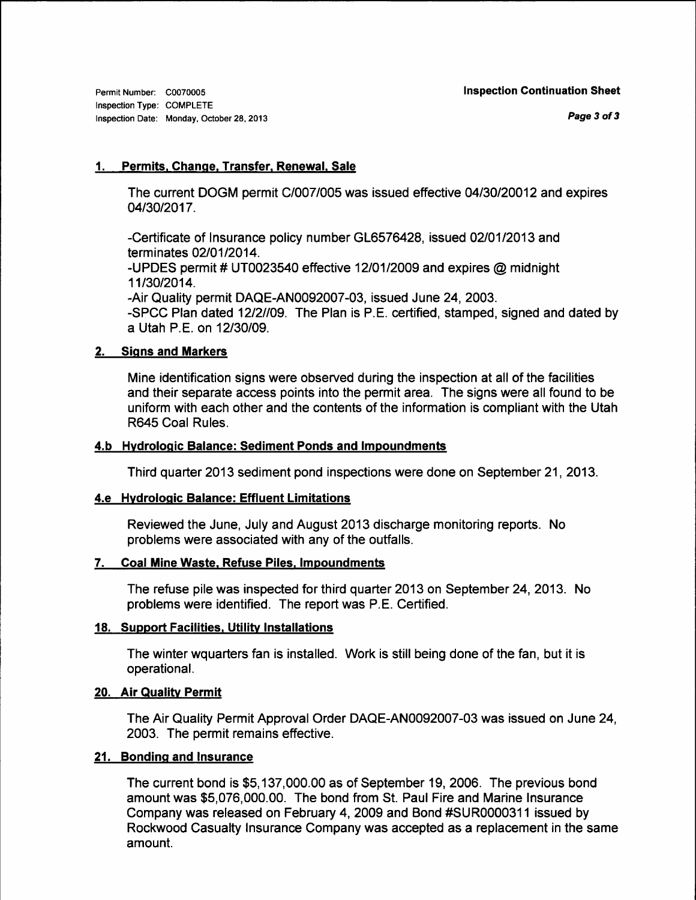Permit Number: C0070005
Inspection Type: COMPLETE
Inspection Date: Monday, October 28, 2013

**Inspection Continuation Sheet**

### 1. Permits, Change, Transfer, Renewal, Sale

The current DOGM permit C/007/005 was issued effective 04/30/20012 and expires 04/30/2017.

-Certificate of Insurance policy number GL6576428, issued 02/01/2013 and terminates 02/01/2014.
-UPDES permit # UT0023540 effective 12/01/2009 and expires @ midnight 11/30/2014.
-Air Quality permit DAQE-AN0092007-03, issued June 24, 2003.
-SPCC Plan dated 12/2//09. The Plan is P.E. certified, stamped, signed and dated by a Utah P.E. on 12/30/09.

### 2. Signs and Markers

Mine identification signs were observed during the inspection at all of the facilities and their separate access points into the permit area. The signs were all found to be uniform with each other and the contents of the information is compliant with the Utah R645 Coal Rules.

### 4.b Hydrologic Balance: Sediment Ponds and Impoundments

Third quarter 2013 sediment pond inspections were done on September 21, 2013.

### 4.e Hydrologic Balance: Effluent Limitations

Reviewed the June, July and August 2013 discharge monitoring reports. No problems were associated with any of the outfalls.

### 7. Coal Mine Waste, Refuse Piles, Impoundments

The refuse pile was inspected for third quarter 2013 on September 24, 2013. No problems were identified. The report was P.E. Certified.

### 18. Support Facilities, Utility Installations

The winter wquarters fan is installed. Work is still being done of the fan, but it is operational.

### 20. Air Quality Permit

The Air Quality Permit Approval Order DAQE-AN0092007-03 was issued on June 24, 2003. The permit remains effective.

### 21. Bonding and Insurance

The current bond is $5,137,000.00 as of September 19, 2006. The previous bond amount was $5,076,000.00. The bond from St. Paul Fire and Marine Insurance Company was released on February 4, 2009 and Bond #SUR0000311 issued by Rockwood Casualty Insurance Company was accepted as a replacement in the same amount.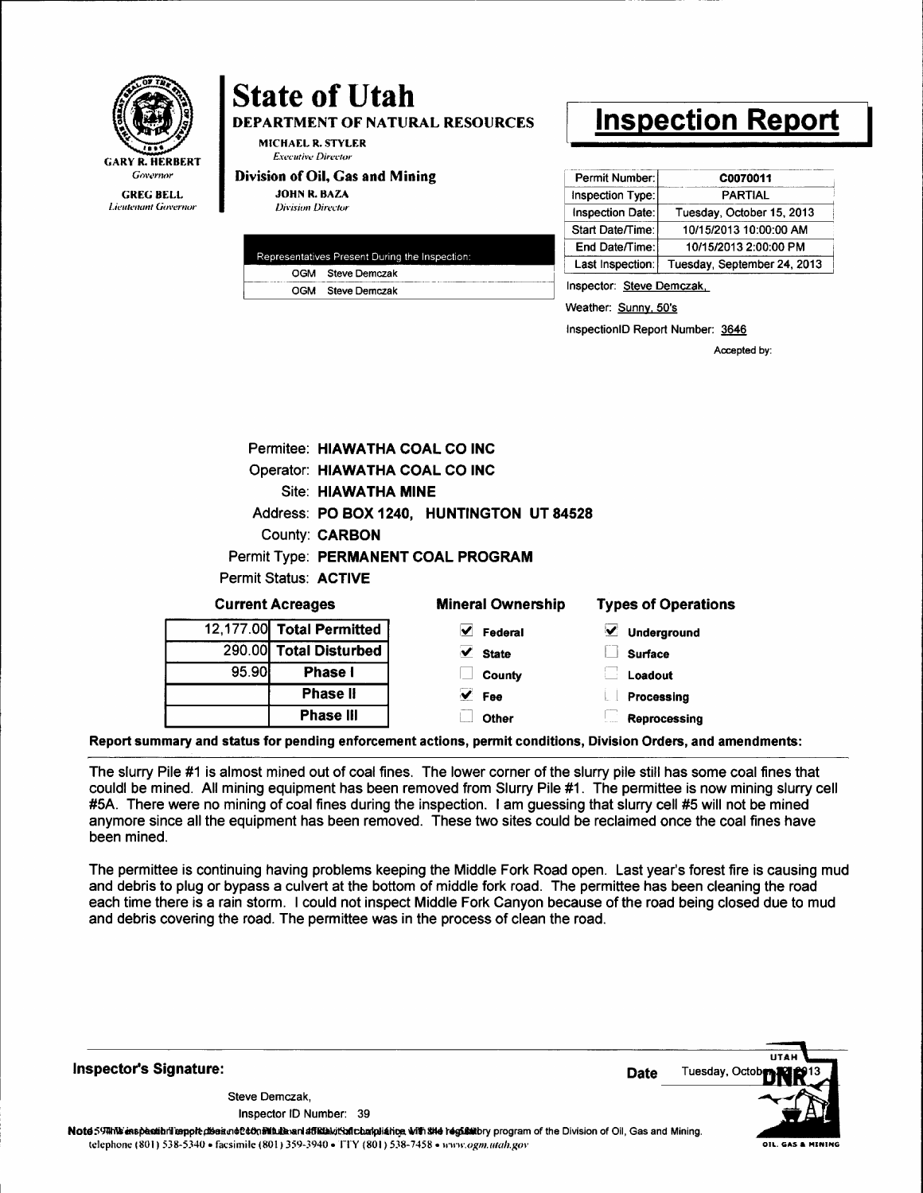GARY R. HERBERT
*Governor*

GREG BELL
*Lieutenant Governor*

# State of Utah

## DEPARTMENT OF NATURAL RESOURCES

MICHAEL R. STYLER
*Executive Director*

**Division of Oil, Gas and Mining**

JOHN R. BAZA
*Division Director*

# Inspection Report

| Permit Number: | C0070011 |
|---|---|
| Inspection Type: | PARTIAL |
| Inspection Date: | Tuesday, October 15, 2013 |
| Start Date/Time: | 10/15/2013 10:00:00 AM |
| End Date/Time: | 10/15/2013 2:00:00 PM |
| Last Inspection: | Tuesday, September 24, 2013 |

| Representatives Present During the Inspection: | |
|---|---|
| OGM | Steve Demczak |
| OGM | Steve Demczak |

Inspector: Steve Demczak,

Weather: Sunny, 50's

InspectionID Report Number: 3646

Accepted by:

Permitee: **HIAWATHA COAL CO INC**
Operator: **HIAWATHA COAL CO INC**
Site: **HIAWATHA MINE**
Address: **PO BOX 1240, HUNTINGTON UT 84528**
County: **CARBON**
Permit Type: **PERMANENT COAL PROGRAM**
Permit Status: **ACTIVE**

**Current Acreages**

| | |
|---|---|
| 12,177.00 | Total Permitted |
| 290.00 | Total Disturbed |
| 95.90 | Phase I |
| | Phase II |
| | Phase III |

**Mineral Ownership**

- [x] Federal
- [x] State
- [ ] County
- [x] Fee
- [ ] Other

**Types of Operations**

- [x] Underground
- [ ] Surface
- [ ] Loadout
- [ ] Processing
- [ ] Reprocessing

**Report summary and status for pending enforcement actions, permit conditions, Division Orders, and amendments:**

The slurry Pile #1 is almost mined out of coal fines. The lower corner of the slurry pile still has some coal fines that couldl be mined. All mining equipment has been removed from Slurry Pile #1. The permittee is now mining slurry cell #5A. There were no mining of coal fines during the inspection. I am guessing that slurry cell #5 will not be mined anymore since all the equipment has been removed. These two sites could be reclaimed once the coal fines have been mined.

The permittee is continuing having problems keeping the Middle Fork Road open. Last year's forest fire is causing mud and debris to plug or bypass a culvert at the bottom of middle fork road. The permittee has been cleaning the road each time there is a rain storm. I could not inspect Middle Fork Canyon because of the road being closed due to mud and debris covering the road. The permittee was in the process of clean the road.

**Inspector's Signature:**

Steve Demczak,
Inspector ID Number: 39

**Date** Tuesday, October 2013

Note: This inspection report does not constitute an affidavit of compliance with the regulatory program of the Division of Oil, Gas and Mining.
telephone (801) 538-5340 • facsimile (801) 359-3940 • TTY (801) 538-7458 • www.ogm.utah.gov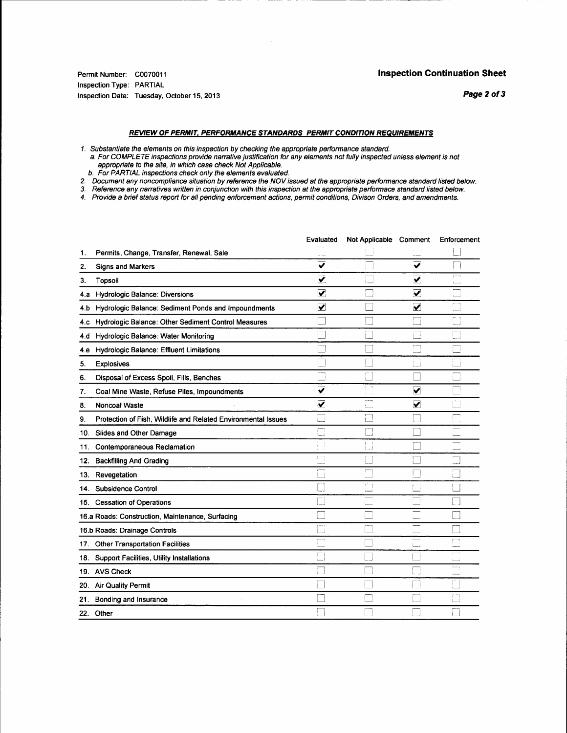Permit Number: C0070011
Inspection Type: PARTIAL
Inspection Date: Tuesday, October 15, 2013

**Inspection Continuation Sheet**

***REVIEW OF PERMIT, PERFORMANCE STANDARDS PERMIT CONDITION REQUIREMENTS***

*1. Substantiate the elements on this inspection by checking the appropriate performance standard.*
   *a. For COMPLETE inspections provide narrative justification for any elements not fully inspected unless element is not appropriate to the site, in which case check Not Applicable.*
   *b. For PARTIAL inspections check only the elements evaluated.*
*2. Document any noncompliance situation by reference the NOV issued at the appropriate performance standard listed below.*
*3. Reference any narratives written in conjunction with this inspection at the appropriate performace standard listed below.*
*4. Provide a brief status report for all pending enforcement actions, permit conditions, Divison Orders, and amendments.*

| | Evaluated | Not Applicable | Comment | Enforcement |
|---|---|---|---|---|
| 1. Permits, Change, Transfer, Renewal, Sale | ☐ | ☐ | ☐ | ☐ |
| 2. Signs and Markers | ☑ | ☐ | ☑ | ☐ |
| 3. Topsoil | ☑ | ☐ | ☑ | ☐ |
| 4.a Hydrologic Balance: Diversions | ☑ | ☐ | ☑ | ☐ |
| 4.b Hydrologic Balance: Sediment Ponds and Impoundments | ☑ | ☐ | ☑ | ☐ |
| 4.c Hydrologic Balance: Other Sediment Control Measures | ☐ | ☐ | ☐ | ☐ |
| 4.d Hydrologic Balance: Water Monitoring | ☐ | ☐ | ☐ | ☐ |
| 4.e Hydrologic Balance: Effluent Limitations | ☐ | ☐ | ☐ | ☐ |
| 5. Explosives | ☐ | ☐ | ☐ | ☐ |
| 6. Disposal of Excess Spoil, Fills, Benches | ☐ | ☐ | ☐ | ☐ |
| 7. Coal Mine Waste, Refuse Piles, Impoundments | ☑ | ☐ | ☑ | ☐ |
| 8. Noncoal Waste | ☑ | ☐ | ☑ | ☐ |
| 9. Protection of Fish, Wildlife and Related Environmental Issues | ☐ | ☐ | ☐ | ☐ |
| 10. Slides and Other Damage | ☐ | ☐ | ☐ | ☐ |
| 11. Contemporaneous Reclamation | ☐ | ☐ | ☐ | ☐ |
| 12. Backfilling And Grading | ☐ | ☐ | ☐ | ☐ |
| 13. Revegetation | ☐ | ☐ | ☐ | ☐ |
| 14. Subsidence Control | ☐ | ☐ | ☐ | ☐ |
| 15. Cessation of Operations | ☐ | ☐ | ☐ | ☐ |
| 16.a Roads: Construction, Maintenance, Surfacing | ☐ | ☐ | ☐ | ☐ |
| 16.b Roads: Drainage Controls | ☐ | ☐ | ☐ | ☐ |
| 17. Other Transportation Facilities | ☐ | ☐ | ☐ | ☐ |
| 18. Support Facilities, Utility Installations | ☐ | ☐ | ☐ | ☐ |
| 19. AVS Check | ☐ | ☐ | ☐ | ☐ |
| 20. Air Quality Permit | ☐ | ☐ | ☐ | ☐ |
| 21. Bonding and Insurance | ☐ | ☐ | ☐ | ☐ |
| 22. Other | ☐ | ☐ | ☐ | ☐ |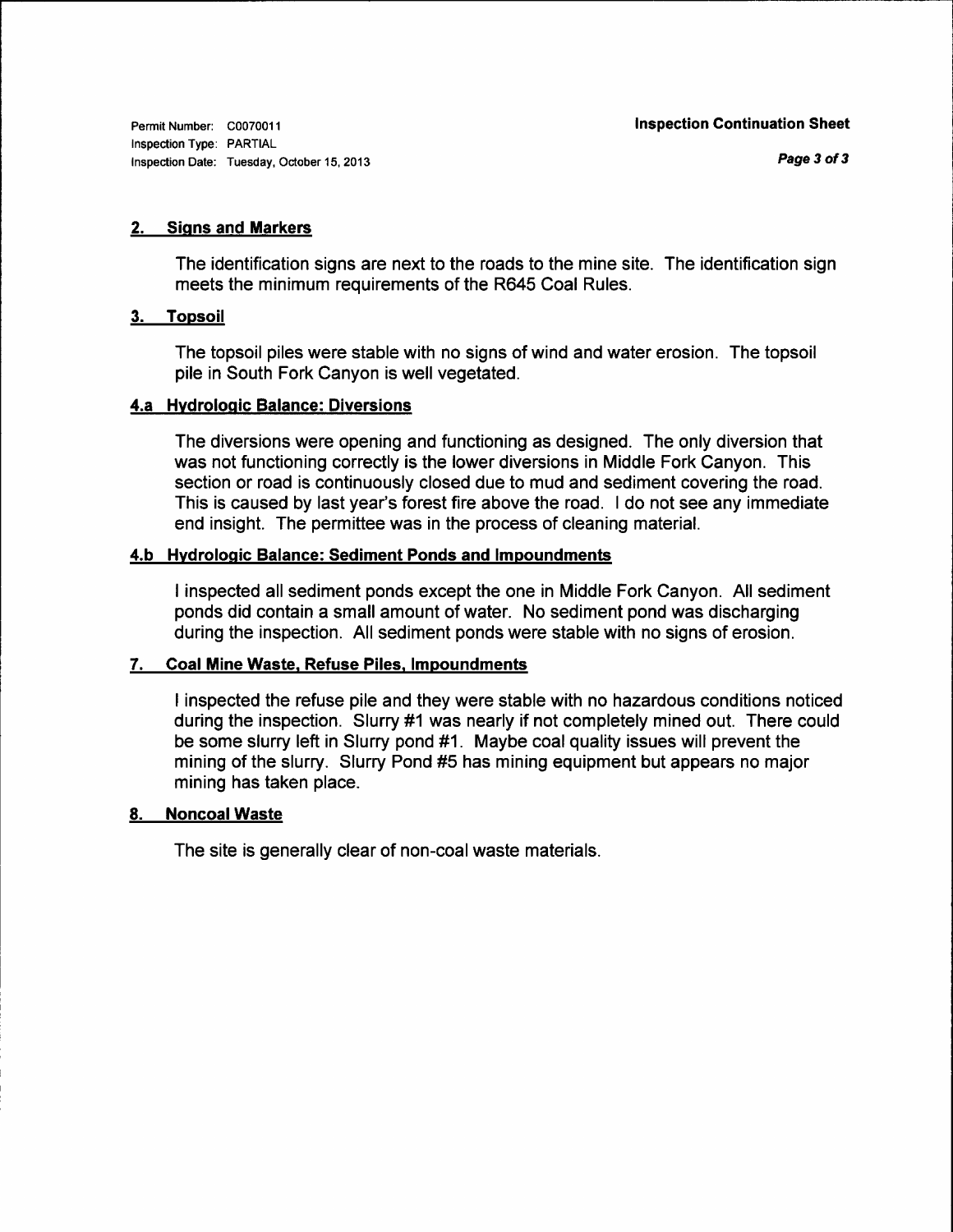Permit Number: C0070011
Inspection Type: PARTIAL
Inspection Date: Tuesday, October 15, 2013

**Inspection Continuation Sheet**

## 2. Signs and Markers

The identification signs are next to the roads to the mine site. The identification sign meets the minimum requirements of the R645 Coal Rules.

## 3. Topsoil

The topsoil piles were stable with no signs of wind and water erosion. The topsoil pile in South Fork Canyon is well vegetated.

## 4.a Hydrologic Balance: Diversions

The diversions were opening and functioning as designed. The only diversion that was not functioning correctly is the lower diversions in Middle Fork Canyon. This section or road is continuously closed due to mud and sediment covering the road. This is caused by last year's forest fire above the road. I do not see any immediate end insight. The permittee was in the process of cleaning material.

## 4.b Hydrologic Balance: Sediment Ponds and Impoundments

I inspected all sediment ponds except the one in Middle Fork Canyon. All sediment ponds did contain a small amount of water. No sediment pond was discharging during the inspection. All sediment ponds were stable with no signs of erosion.

## 7. Coal Mine Waste, Refuse Piles, Impoundments

I inspected the refuse pile and they were stable with no hazardous conditions noticed during the inspection. Slurry #1 was nearly if not completely mined out. There could be some slurry left in Slurry pond #1. Maybe coal quality issues will prevent the mining of the slurry. Slurry Pond #5 has mining equipment but appears no major mining has taken place.

## 8. Noncoal Waste

The site is generally clear of non-coal waste materials.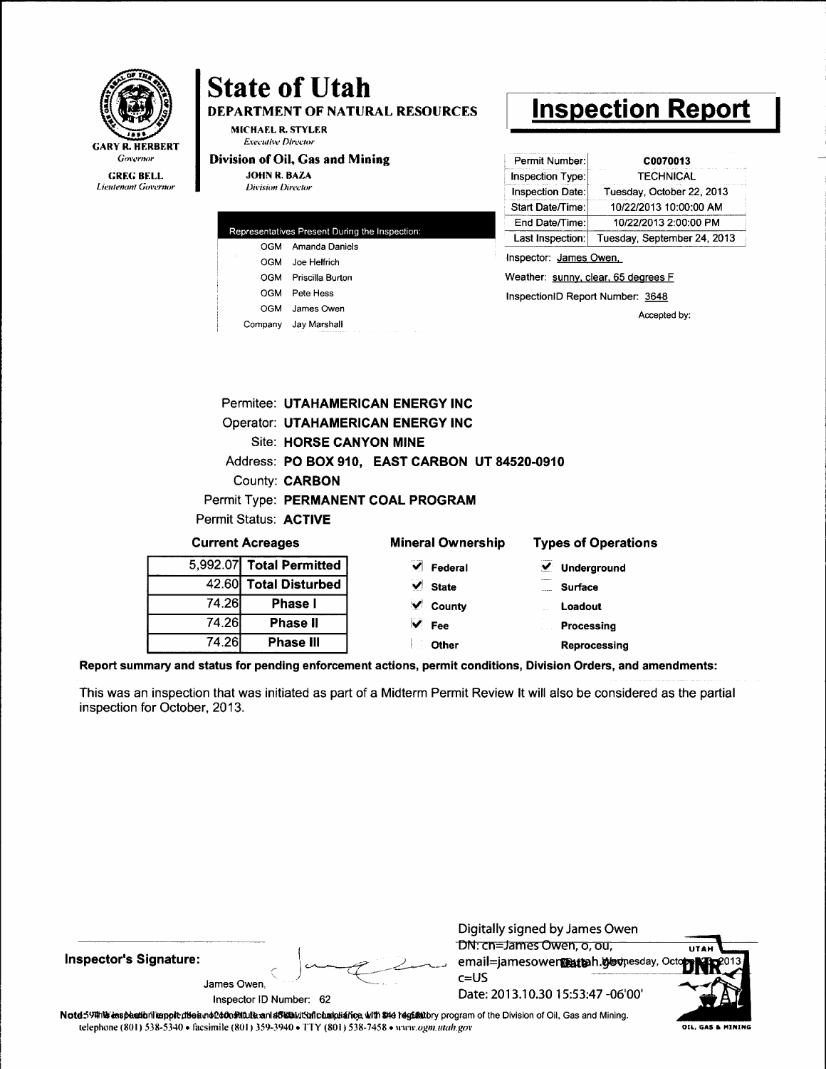GARY R. HERBERT
*Governor*

GREG BELL
*Lieutenant Governor*

# State of Utah

## DEPARTMENT OF NATURAL RESOURCES

MICHAEL R. STYLER
*Executive Director*

### Division of Oil, Gas and Mining

JOHN R. BAZA
*Division Director*

# Inspection Report

| | |
|---|---|
| Permit Number: | C0070013 |
| Inspection Type: | TECHNICAL |
| Inspection Date: | Tuesday, October 22, 2013 |
| Start Date/Time: | 10/22/2013 10:00:00 AM |
| End Date/Time: | 10/22/2013 2:00:00 PM |
| Last Inspection: | Tuesday, September 24, 2013 |

| Representatives Present During the Inspection: | |
|---|---|
| OGM | Amanda Daniels |
| OGM | Joe Helfrich |
| OGM | Priscilla Burton |
| OGM | Pete Hess |
| OGM | James Owen |
| Company | Jay Marshall |

Inspector: James Owen,

Weather: sunny, clear, 65 degrees F

InspectionID Report Number: 3648

Accepted by:

Permitee: **UTAHAMERICAN ENERGY INC**
Operator: **UTAHAMERICAN ENERGY INC**
Site: **HORSE CANYON MINE**
Address: **PO BOX 910, EAST CARBON UT 84520-0910**
County: **CARBON**
Permit Type: **PERMANENT COAL PROGRAM**
Permit Status: **ACTIVE**

**Current Acreages**

| | |
|---|---|
| 5,992.07 | Total Permitted |
| 42.60 | Total Disturbed |
| 74.26 | Phase I |
| 74.26 | Phase II |
| 74.26 | Phase III |

**Mineral Ownership**

- [x] Federal
- [x] State
- [x] County
- [x] Fee
- [ ] Other

**Types of Operations**

- [x] Underground
- [ ] Surface
- [ ] Loadout
- [ ] Processing
- [ ] Reprocessing

**Report summary and status for pending enforcement actions, permit conditions, Division Orders, and amendments:**

This was an inspection that was initiated as part of a Midterm Permit Review It will also be considered as the partial inspection for October, 2013.

**Inspector's Signature:**

James Owen,
Inspector ID Number: 62

Digitally signed by James Owen
DN: cn=James Owen, o, ou, email=jamesowen@utah.gov, c=US
Date: 2013.10.30 15:53:47 -06'00'

Note: This inspection report does not constitute an affidavit of compliance with the regulatory program of the Division of Oil, Gas and Mining.
telephone (801) 538-5340 • facsimile (801) 359-3940 • TTY (801) 538-7458 • www.ogm.utah.gov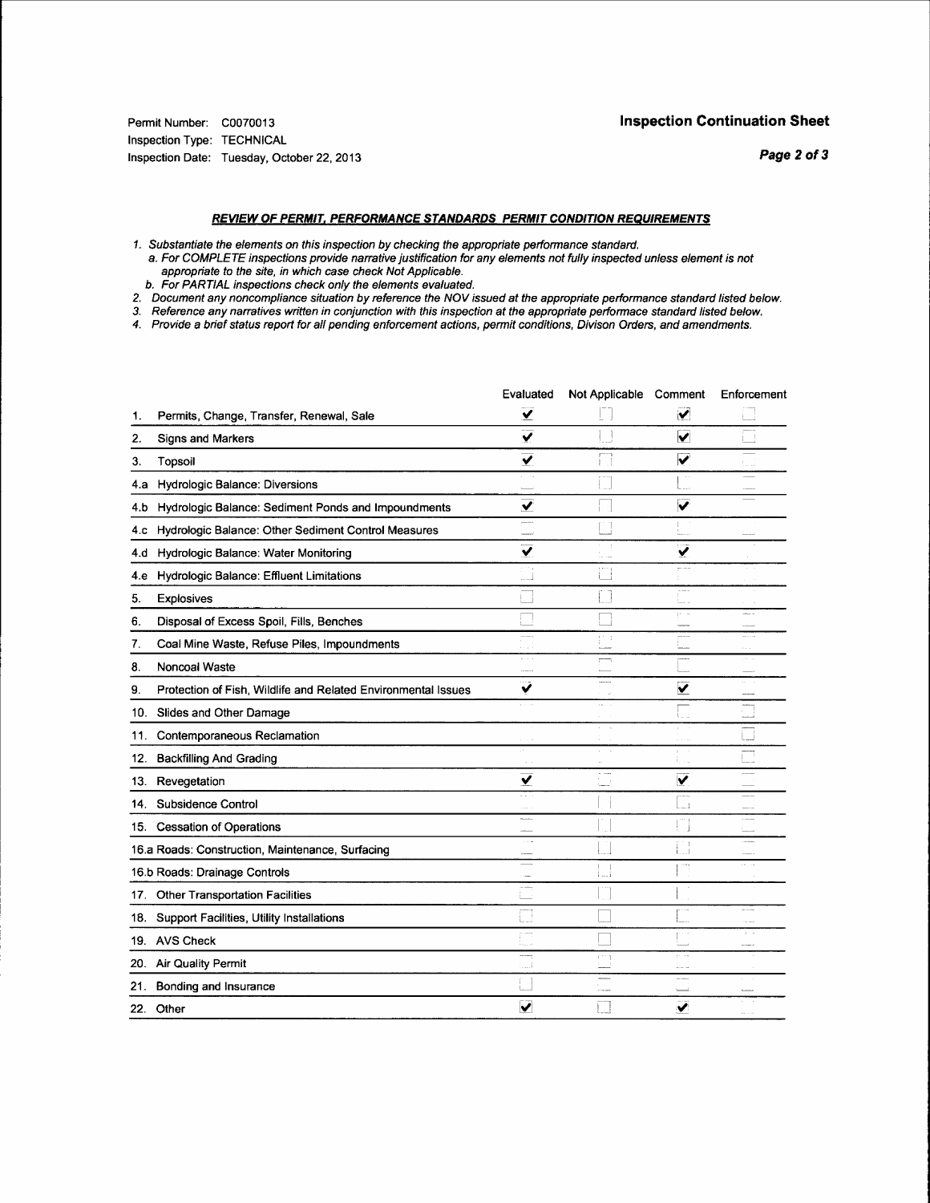Permit Number: C0070013
Inspection Type: TECHNICAL
Inspection Date: Tuesday, October 22, 2013

## Inspection Continuation Sheet

### *REVIEW OF PERMIT, PERFORMANCE STANDARDS PERMIT CONDITION REQUIREMENTS*

1. *Substantiate the elements on this inspection by checking the appropriate performance standard.*
   a. *For COMPLETE inspections provide narrative justification for any elements not fully inspected unless element is not appropriate to the site, in which case check Not Applicable.*
   b. *For PARTIAL inspections check only the elements evaluated.*
2. *Document any noncompliance situation by reference the NOV issued at the appropriate performance standard listed below.*
3. *Reference any narratives written in conjunction with this inspection at the appropriate performace standard listed below.*
4. *Provide a brief status report for all pending enforcement actions, permit conditions, Divison Orders, and amendments.*

| | | Evaluated | Not Applicable | Comment | Enforcement |
|---|---|---|---|---|---|
| 1. | Permits, Change, Transfer, Renewal, Sale | ✔ | ☐ | ✔ | ☐ |
| 2. | Signs and Markers | ✔ | ☐ | ✔ | ☐ |
| 3. | Topsoil | ✔ | ☐ | ✔ | ☐ |
| 4.a | Hydrologic Balance: Diversions | ☐ | ☐ | ☐ | ☐ |
| 4.b | Hydrologic Balance: Sediment Ponds and Impoundments | ✔ | ☐ | ✔ | ☐ |
| 4.c | Hydrologic Balance: Other Sediment Control Measures | ☐ | ☐ | ☐ | ☐ |
| 4.d | Hydrologic Balance: Water Monitoring | ✔ | ☐ | ✔ | ☐ |
| 4.e | Hydrologic Balance: Effluent Limitations | ☐ | ☐ | ☐ | ☐ |
| 5. | Explosives | ☐ | ☐ | ☐ | ☐ |
| 6. | Disposal of Excess Spoil, Fills, Benches | ☐ | ☐ | ☐ | ☐ |
| 7. | Coal Mine Waste, Refuse Piles, Impoundments | ☐ | ☐ | ☐ | ☐ |
| 8. | Noncoal Waste | ☐ | ☐ | ☐ | ☐ |
| 9. | Protection of Fish, Wildlife and Related Environmental Issues | ✔ | ☐ | ✔ | ☐ |
| 10. | Slides and Other Damage | ☐ | ☐ | ☐ | ☐ |
| 11. | Contemporaneous Reclamation | ☐ | ☐ | ☐ | ☐ |
| 12. | Backfilling And Grading | ☐ | ☐ | ☐ | ☐ |
| 13. | Revegetation | ✔ | ☐ | ✔ | ☐ |
| 14. | Subsidence Control | ☐ | ☐ | ☐ | ☐ |
| 15. | Cessation of Operations | ☐ | ☐ | ☐ | ☐ |
| 16.a | Roads: Construction, Maintenance, Surfacing | ☐ | ☐ | ☐ | ☐ |
| 16.b | Roads: Drainage Controls | ☐ | ☐ | ☐ | ☐ |
| 17. | Other Transportation Facilities | ☐ | ☐ | ☐ | ☐ |
| 18. | Support Facilities, Utility Installations | ☐ | ☐ | ☐ | ☐ |
| 19. | AVS Check | ☐ | ☐ | ☐ | ☐ |
| 20. | Air Quality Permit | ☐ | ☐ | ☐ | ☐ |
| 21. | Bonding and Insurance | ☐ | ☐ | ☐ | ☐ |
| 22. | Other | ✔ | ☐ | ✔ | ☐ |